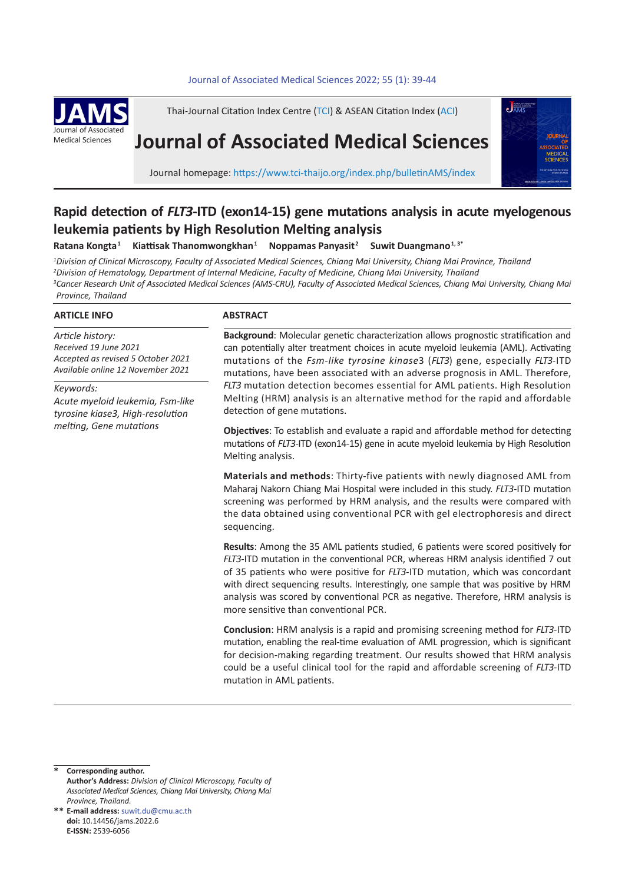Thai-Journal Citation Index Centre (TCI) & ASEAN Citation Index (ACI)

# Journal of Associated Medical Sciences

Journal homepage: https://www.tci-thaijo.org/index.php/bulletinAMS/index

## Rapid detection of *FLT3*-ITD (exon14-15) gene mutations analysis in acute myelogenous leukemia patients by High Resolution Melting analysis

**Ratana Kongtra**[1] **Kiattisak Thanomwongkhan**[1] **Noppamas Panyasit**[2] **Suwit Duangmano**[1, 3*]

[1]*Division of Clinical Microscopy, Faculty of Associated Medical Sciences, Chiang Mai University, Chiang Mai Province, Thailand*
[2]*Division of Hematology, Department of Internal Medicine, Faculty of Medicine, Chiang Mai University, Thailand*
[3]*Cancer Research Unit of Associated Medical Sciences (AMS-CRU), Faculty of Associated Medical Sciences, Chiang Mai University, Chiang Mai Province, Thailand*

### ARTICLE INFO

*Article history:*
*Received 19 June 2021*
*Accepted as revised 5 October 2021*
*Available online 12 November 2021*

*Keywords:*
*Acute myeloid leukemia, Fsm-like tyrosine kiase3, High-resolution melting, Gene mutations*

### ABSTRACT

**Background**: Molecular genetic characterization allows prognostic stratification and can potentially alter treatment choices in acute myeloid leukemia (AML). Activating mutations of the *Fsm-like tyrosine kinase*3 (*FLT3*) gene, especially *FLT3*-ITD mutations, have been associated with an adverse prognosis in AML. Therefore, *FLT3* mutation detection becomes essential for AML patients. High Resolution Melting (HRM) analysis is an alternative method for the rapid and affordable detection of gene mutations.

**Objectives**: To establish and evaluate a rapid and affordable method for detecting mutations of *FLT3*-ITD (exon14-15) gene in acute myeloid leukemia by High Resolution Melting analysis.

**Materials and methods**: Thirty-five patients with newly diagnosed AML from Maharaj Nakorn Chiang Mai Hospital were included in this study. *FLT3*-ITD mutation screening was performed by HRM analysis, and the results were compared with the data obtained using conventional PCR with gel electrophoresis and direct sequencing.

**Results**: Among the 35 AML patients studied, 6 patients were scored positively for *FLT3*-ITD mutation in the conventional PCR, whereas HRM analysis identified 7 out of 35 patients who were positive for *FLT3*-ITD mutation, which was concordant with direct sequencing results. Interestingly, one sample that was positive by HRM analysis was scored by conventional PCR as negative. Therefore, HRM analysis is more sensitive than conventional PCR.

**Conclusion**: HRM analysis is a rapid and promising screening method for *FLT3*-ITD mutation, enabling the real-time evaluation of AML progression, which is significant for decision-making regarding treatment. Our results showed that HRM analysis could be a useful clinical tool for the rapid and affordable screening of *FLT3*-ITD mutation in AML patients.

\* **Corresponding author.**
**Author's Address:** *Division of Clinical Microscopy, Faculty of Associated Medical Sciences, Chiang Mai University, Chiang Mai Province, Thailand.*
\*\* **E-mail address:** suwit.du@cmu.ac.th
**doi:** 10.14456/jams.2022.6
**E-ISSN:** 2539-6056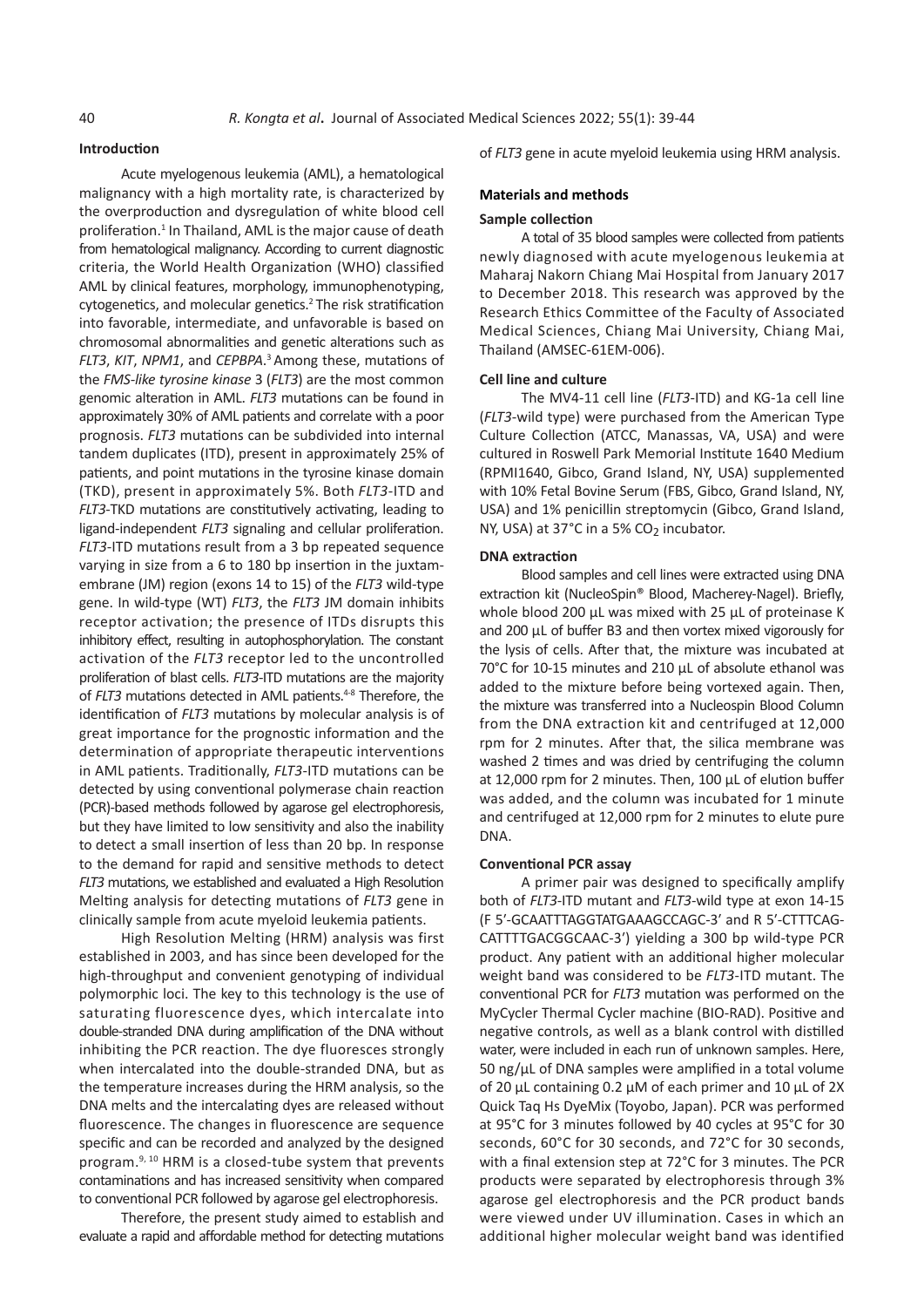## Introduction

Acute myelogenous leukemia (AML), a hematological malignancy with a high mortality rate, is characterized by the overproduction and dysregulation of white blood cell proliferation.[1] In Thailand, AML is the major cause of death from hematological malignancy. According to current diagnostic criteria, the World Health Organization (WHO) classified AML by clinical features, morphology, immunophenotyping, cytogenetics, and molecular genetics.[2] The risk stratification into favorable, intermediate, and unfavorable is based on chromosomal abnormalities and genetic alterations such as *FLT3*, *KIT*, *NPM1*, and *CEPBPA*.[3] Among these, mutations of the *FMS-like tyrosine kinase* 3 (*FLT3*) are the most common genomic alteration in AML. *FLT3* mutations can be found in approximately 30% of AML patients and correlate with a poor prognosis. *FLT3* mutations can be subdivided into internal tandem duplicates (ITD), present in approximately 25% of patients, and point mutations in the tyrosine kinase domain (TKD), present in approximately 5%. Both *FLT3*-ITD and *FLT3*-TKD mutations are constitutively activating, leading to ligand-independent *FLT3* signaling and cellular proliferation. *FLT3*-ITD mutations result from a 3 bp repeated sequence varying in size from a 6 to 180 bp insertion in the juxtamembrane (JM) region (exons 14 to 15) of the *FLT3* wild-type gene. In wild-type (WT) *FLT3*, the *FLT3* JM domain inhibits receptor activation; the presence of ITDs disrupts this inhibitory effect, resulting in autophosphorylation. The constant activation of the *FLT3* receptor led to the uncontrolled proliferation of blast cells. *FLT3*-ITD mutations are the majority of *FLT3* mutations detected in AML patients.[4-8] Therefore, the identification of *FLT3* mutations by molecular analysis is of great importance for the prognostic information and the determination of appropriate therapeutic interventions in AML patients. Traditionally, *FLT3*-ITD mutations can be detected by using conventional polymerase chain reaction (PCR)-based methods followed by agarose gel electrophoresis, but they have limited to low sensitivity and also the inability to detect a small insertion of less than 20 bp. In response to the demand for rapid and sensitive methods to detect *FLT3* mutations, we established and evaluated a High Resolution Melting analysis for detecting mutations of *FLT3* gene in clinically sample from acute myeloid leukemia patients.

High Resolution Melting (HRM) analysis was first established in 2003, and has since been developed for the high-throughput and convenient genotyping of individual polymorphic loci. The key to this technology is the use of saturating fluorescence dyes, which intercalate into double-stranded DNA during amplification of the DNA without inhibiting the PCR reaction. The dye fluoresces strongly when intercalated into the double-stranded DNA, but as the temperature increases during the HRM analysis, so the DNA melts and the intercalating dyes are released without fluorescence. The changes in fluorescence are sequence specific and can be recorded and analyzed by the designed program.[9, 10] HRM is a closed-tube system that prevents contaminations and has increased sensitivity when compared to conventional PCR followed by agarose gel electrophoresis.

Therefore, the present study aimed to establish and evaluate a rapid and affordable method for detecting mutations of *FLT3* gene in acute myeloid leukemia using HRM analysis.

## Materials and methods

### Sample collection

A total of 35 blood samples were collected from patients newly diagnosed with acute myelogenous leukemia at Maharaj Nakorn Chiang Mai Hospital from January 2017 to December 2018. This research was approved by the Research Ethics Committee of the Faculty of Associated Medical Sciences, Chiang Mai University, Chiang Mai, Thailand (AMSEC-61EM-006).

### Cell line and culture

The MV4-11 cell line (*FLT3*-ITD) and KG-1a cell line (*FLT3*-wild type) were purchased from the American Type Culture Collection (ATCC, Manassas, VA, USA) and were cultured in Roswell Park Memorial Institute 1640 Medium (RPMI1640, Gibco, Grand Island, NY, USA) supplemented with 10% Fetal Bovine Serum (FBS, Gibco, Grand Island, NY, USA) and 1% penicillin streptomycin (Gibco, Grand Island, NY, USA) at 37°C in a 5% $CO_2$ incubator.

### DNA extraction

Blood samples and cell lines were extracted using DNA extraction kit (NucleoSpin® Blood, Macherey-Nagel). Briefly, whole blood 200 µL was mixed with 25 µL of proteinase K and 200 µL of buffer B3 and then vortex mixed vigorously for the lysis of cells. After that, the mixture was incubated at 70°C for 10-15 minutes and 210 µL of absolute ethanol was added to the mixture before being vortexed again. Then, the mixture was transferred into a Nucleospin Blood Column from the DNA extraction kit and centrifuged at 12,000 rpm for 2 minutes. After that, the silica membrane was washed 2 times and was dried by centrifuging the column at 12,000 rpm for 2 minutes. Then, 100 µL of elution buffer was added, and the column was incubated for 1 minute and centrifuged at 12,000 rpm for 2 minutes to elute pure DNA.

### Conventional PCR assay

A primer pair was designed to specifically amplify both of *FLT3*-ITD mutant and *FLT3*-wild type at exon 14-15 (F 5'-GCAATTTAGGTATGAAAGCCAGC-3' and R 5'-CTTTCAG-CATTTTGACGGCAAC-3') yielding a 300 bp wild-type PCR product. Any patient with an additional higher molecular weight band was considered to be *FLT3*-ITD mutant. The conventional PCR for *FLT3* mutation was performed on the MyCycler Thermal Cycler machine (BIO-RAD). Positive and negative controls, as well as a blank control with distilled water, were included in each run of unknown samples. Here, 50 ng/µL of DNA samples were amplified in a total volume of 20 µL containing 0.2 µM of each primer and 10 µL of 2X Quick Taq Hs DyeMix (Toyobo, Japan). PCR was performed at 95°C for 3 minutes followed by 40 cycles at 95°C for 30 seconds, 60°C for 30 seconds, and 72°C for 30 seconds, with a final extension step at 72°C for 3 minutes. The PCR products were separated by electrophoresis through 3% agarose gel electrophoresis and the PCR product bands were viewed under UV illumination. Cases in which an additional higher molecular weight band was identified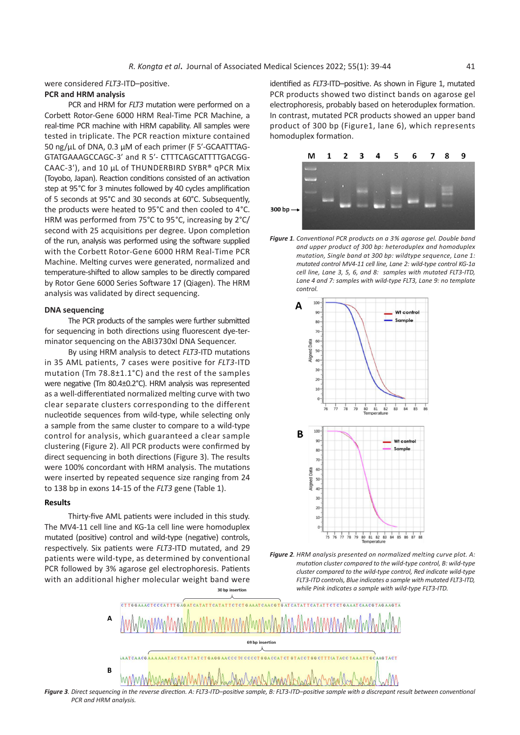were considered *FLT3*-ITD–positive.

**PCR and HRM analysis**

PCR and HRM for *FLT3* mutation were performed on a Corbett Rotor-Gene 6000 HRM Real-Time PCR Machine, a real-time PCR machine with HRM capability. All samples were tested in triplicate. The PCR reaction mixture contained 50 ng/µL of DNA, 0.3 µM of each primer (F 5'-GCAATTTAG-GTATGAAAGCCAGC-3' and R 5'- CTTTCAGCATTTTGACGG-CAAC-3'), and 10 µL of THUNDERBIRD SYBR® qPCR Mix (Toyobo, Japan). Reaction conditions consisted of an activation step at 95°C for 3 minutes followed by 40 cycles amplification of 5 seconds at 95°C and 30 seconds at 60°C. Subsequently, the products were heated to 95°C and then cooled to 4°C. HRM was performed from 75°C to 95°C, increasing by 2°C/second with 25 acquisitions per degree. Upon completion of the run, analysis was performed using the software supplied with the Corbett Rotor-Gene 6000 HRM Real-Time PCR Machine. Melting curves were generated, normalized and temperature-shifted to allow samples to be directly compared by Rotor Gene 6000 Series Software 17 (Qiagen). The HRM analysis was validated by direct sequencing.

**DNA sequencing**

The PCR products of the samples were further submitted for sequencing in both directions using fluorescent dye-terminator sequencing on the ABI3730xl DNA Sequencer.

By using HRM analysis to detect *FLT3*-ITD mutations in 35 AML patients, 7 cases were positive for *FLT3*-ITD mutation (Tm 78.8±1.1°C) and the rest of the samples were negative (Tm 80.4±0.2°C). HRM analysis was represented as a well-differentiated normalized melting curve with two clear separate clusters corresponding to the different nucleotide sequences from wild-type, while selecting only a sample from the same cluster to compare to a wild-type control for analysis, which guaranteed a clear sample clustering (Figure 2). All PCR products were confirmed by direct sequencing in both directions (Figure 3). The results were 100% concordant with HRM analysis. The mutations were inserted by repeated sequence size ranging from 24 to 138 bp in exons 14-15 of the *FLT3* gene (Table 1).

**Results**

Thirty-five AML patients were included in this study. The MV4-11 cell line and KG-1a cell line were homoduplex mutated (positive) control and wild-type (negative) controls, respectively. Six patients were *FLT3*-ITD mutated, and 29 patients were wild-type, as determined by conventional PCR followed by 3% agarose gel electrophoresis. Patients with an additional higher molecular weight band were identified as *FLT3*-ITD–positive. As shown in Figure 1, mutated PCR products showed two distinct bands on agarose gel electrophoresis, probably based on heteroduplex formation. In contrast, mutated PCR products showed an upper band product of 300 bp (Figure1, lane 6), which represents homoduplex formation.

*Figure 1. Conventional PCR products on a 3% agarose gel. Double band and upper product of 300 bp: heteroduplex and homoduplex mutation, Single band at 300 bp: wildtype sequence, Lane 1: mutated control MV4-11 cell line, Lane 2: wild-type control KG-1a cell line, Lane 3, 5, 6, and 8: samples with mutated FLT3-ITD, Lane 4 and 7: samples with wild-type FLT3, Lane 9: no template control.*

*Figure 2. HRM analysis presented on normalized melting curve plot. A: mutation cluster compared to the wild-type control, B: wild-type cluster compared to the wild-type control, Red indicate wild-type FLT3-ITD controls, Blue indicates a sample with mutated FLT3-ITD, while Pink indicates a sample with wild-type FLT3-ITD.*

*Figure 3. Direct sequencing in the reverse direction. A: FLT3-ITD–positive sample, B: FLT3-ITD–positive sample with a discrepant result between conventional PCR and HRM analysis.*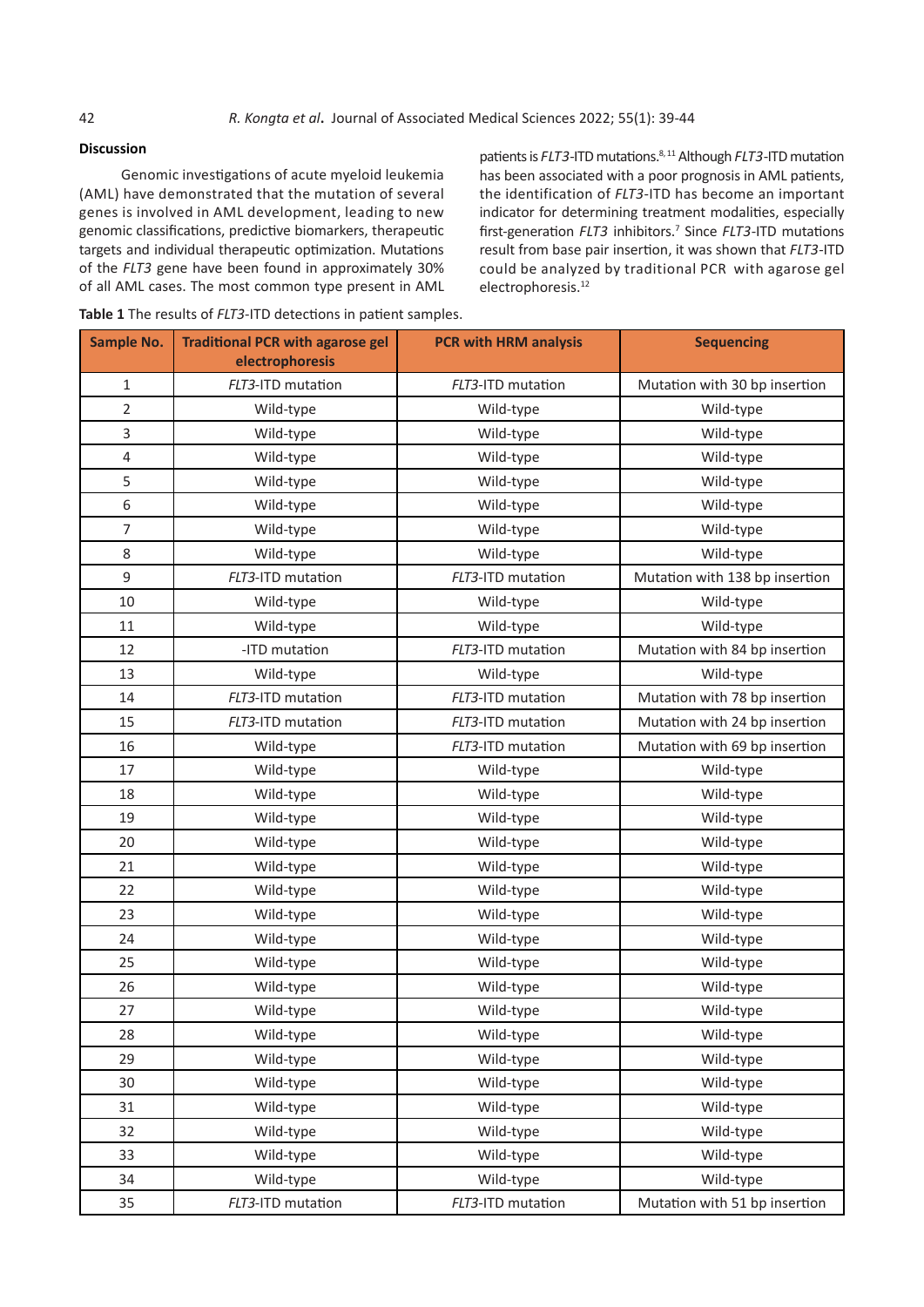### Discussion

Genomic investigations of acute myeloid leukemia (AML) have demonstrated that the mutation of several genes is involved in AML development, leading to new genomic classifications, predictive biomarkers, therapeutic targets and individual therapeutic optimization. Mutations of the *FLT3* gene have been found in approximately 30% of all AML cases. The most common type present in AML patients is *FLT3*-ITD mutations.[8,11] Although *FLT3*-ITD mutation has been associated with a poor prognosis in AML patients, the identification of *FLT3*-ITD has become an important indicator for determining treatment modalities, especially first-generation *FLT3* inhibitors.[7] Since *FLT3*-ITD mutations result from base pair insertion, it was shown that *FLT3*-ITD could be analyzed by traditional PCR with agarose gel electrophoresis.[12]

**Table 1** The results of *FLT3*-ITD detections in patient samples.

| Sample No. | Traditional PCR with agarose gel electrophoresis | PCR with HRM analysis | Sequencing |
|---|---|---|---|
| 1 | *FLT3*-ITD mutation | *FLT3*-ITD mutation | Mutation with 30 bp insertion |
| 2 | Wild-type | Wild-type | Wild-type |
| 3 | Wild-type | Wild-type | Wild-type |
| 4 | Wild-type | Wild-type | Wild-type |
| 5 | Wild-type | Wild-type | Wild-type |
| 6 | Wild-type | Wild-type | Wild-type |
| 7 | Wild-type | Wild-type | Wild-type |
| 8 | Wild-type | Wild-type | Wild-type |
| 9 | *FLT3*-ITD mutation | *FLT3*-ITD mutation | Mutation with 138 bp insertion |
| 10 | Wild-type | Wild-type | Wild-type |
| 11 | Wild-type | Wild-type | Wild-type |
| 12 | -ITD mutation | *FLT3*-ITD mutation | Mutation with 84 bp insertion |
| 13 | Wild-type | Wild-type | Wild-type |
| 14 | *FLT3*-ITD mutation | *FLT3*-ITD mutation | Mutation with 78 bp insertion |
| 15 | *FLT3*-ITD mutation | *FLT3*-ITD mutation | Mutation with 24 bp insertion |
| 16 | Wild-type | *FLT3*-ITD mutation | Mutation with 69 bp insertion |
| 17 | Wild-type | Wild-type | Wild-type |
| 18 | Wild-type | Wild-type | Wild-type |
| 19 | Wild-type | Wild-type | Wild-type |
| 20 | Wild-type | Wild-type | Wild-type |
| 21 | Wild-type | Wild-type | Wild-type |
| 22 | Wild-type | Wild-type | Wild-type |
| 23 | Wild-type | Wild-type | Wild-type |
| 24 | Wild-type | Wild-type | Wild-type |
| 25 | Wild-type | Wild-type | Wild-type |
| 26 | Wild-type | Wild-type | Wild-type |
| 27 | Wild-type | Wild-type | Wild-type |
| 28 | Wild-type | Wild-type | Wild-type |
| 29 | Wild-type | Wild-type | Wild-type |
| 30 | Wild-type | Wild-type | Wild-type |
| 31 | Wild-type | Wild-type | Wild-type |
| 32 | Wild-type | Wild-type | Wild-type |
| 33 | Wild-type | Wild-type | Wild-type |
| 34 | Wild-type | Wild-type | Wild-type |
| 35 | *FLT3*-ITD mutation | *FLT3*-ITD mutation | Mutation with 51 bp insertion |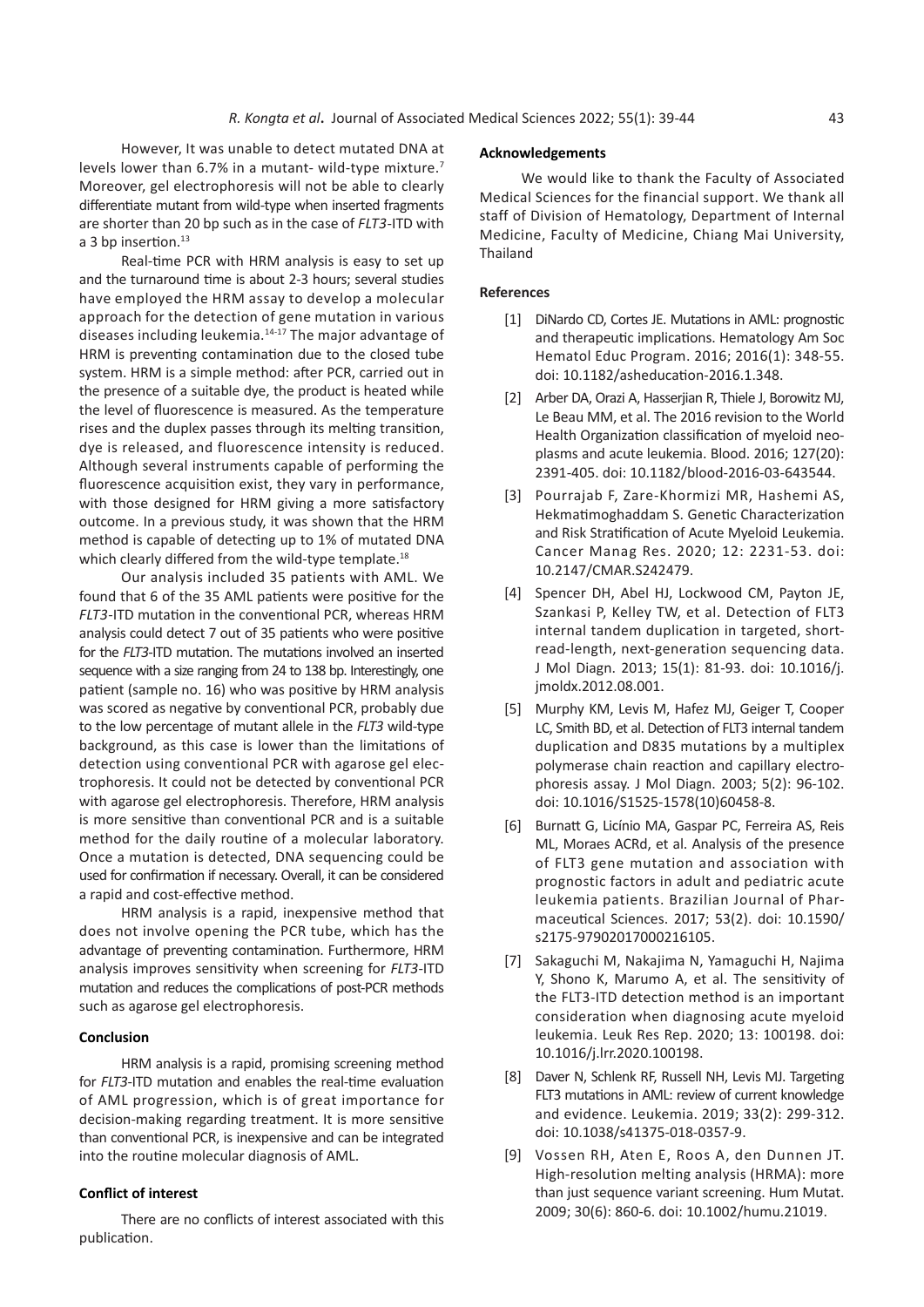However, It was unable to detect mutated DNA at levels lower than 6.7% in a mutant- wild-type mixture.[7] Moreover, gel electrophoresis will not be able to clearly differentiate mutant from wild-type when inserted fragments are shorter than 20 bp such as in the case of *FLT3*-ITD with a 3 bp insertion.[13]

Real-time PCR with HRM analysis is easy to set up and the turnaround time is about 2-3 hours; several studies have employed the HRM assay to develop a molecular approach for the detection of gene mutation in various diseases including leukemia.[14-17] The major advantage of HRM is preventing contamination due to the closed tube system. HRM is a simple method: after PCR, carried out in the presence of a suitable dye, the product is heated while the level of fluorescence is measured. As the temperature rises and the duplex passes through its melting transition, dye is released, and fluorescence intensity is reduced. Although several instruments capable of performing the fluorescence acquisition exist, they vary in performance, with those designed for HRM giving a more satisfactory outcome. In a previous study, it was shown that the HRM method is capable of detecting up to 1% of mutated DNA which clearly differed from the wild-type template.[18]

Our analysis included 35 patients with AML. We found that 6 of the 35 AML patients were positive for the *FLT3*-ITD mutation in the conventional PCR, whereas HRM analysis could detect 7 out of 35 patients who were positive for the *FLT3*-ITD mutation. The mutations involved an inserted sequence with a size ranging from 24 to 138 bp. Interestingly, one patient (sample no. 16) who was positive by HRM analysis was scored as negative by conventional PCR, probably due to the low percentage of mutant allele in the *FLT3* wild-type background, as this case is lower than the limitations of detection using conventional PCR with agarose gel electrophoresis. It could not be detected by conventional PCR with agarose gel electrophoresis. Therefore, HRM analysis is more sensitive than conventional PCR and is a suitable method for the daily routine of a molecular laboratory. Once a mutation is detected, DNA sequencing could be used for confirmation if necessary. Overall, it can be considered a rapid and cost-effective method.

HRM analysis is a rapid, inexpensive method that does not involve opening the PCR tube, which has the advantage of preventing contamination. Furthermore, HRM analysis improves sensitivity when screening for *FLT3*-ITD mutation and reduces the complications of post-PCR methods such as agarose gel electrophoresis.

## Conclusion

HRM analysis is a rapid, promising screening method for *FLT3*-ITD mutation and enables the real-time evaluation of AML progression, which is of great importance for decision-making regarding treatment. It is more sensitive than conventional PCR, is inexpensive and can be integrated into the routine molecular diagnosis of AML.

## Conflict of interest

There are no conflicts of interest associated with this publication.

## Acknowledgements

We would like to thank the Faculty of Associated Medical Sciences for the financial support. We thank all staff of Division of Hematology, Department of Internal Medicine, Faculty of Medicine, Chiang Mai University, Thailand

## References

[1] DiNardo CD, Cortes JE. Mutations in AML: prognostic and therapeutic implications. Hematology Am Soc Hematol Educ Program. 2016; 2016(1): 348-55. doi: 10.1182/asheducation-2016.1.348.

[2] Arber DA, Orazi A, Hasserjian R, Thiele J, Borowitz MJ, Le Beau MM, et al. The 2016 revision to the World Health Organization classification of myeloid neoplasms and acute leukemia. Blood. 2016; 127(20): 2391-405. doi: 10.1182/blood-2016-03-643544.

[3] Pourrajab F, Zare-Khormizi MR, Hashemi AS, Hekmatimoghaddam S. Genetic Characterization and Risk Stratification of Acute Myeloid Leukemia. Cancer Manag Res. 2020; 12: 2231-53. doi: 10.2147/CMAR.S242479.

[4] Spencer DH, Abel HJ, Lockwood CM, Payton JE, Szankasi P, Kelley TW, et al. Detection of FLT3 internal tandem duplication in targeted, short-read-length, next-generation sequencing data. J Mol Diagn. 2013; 15(1): 81-93. doi: 10.1016/j.jmoldx.2012.08.001.

[5] Murphy KM, Levis M, Hafez MJ, Geiger T, Cooper LC, Smith BD, et al. Detection of FLT3 internal tandem duplication and D835 mutations by a multiplex polymerase chain reaction and capillary electrophoresis assay. J Mol Diagn. 2003; 5(2): 96-102. doi: 10.1016/S1525-1578(10)60458-8.

[6] Burnatt G, Licínio MA, Gaspar PC, Ferreira AS, Reis ML, Moraes ACRd, et al. Analysis of the presence of FLT3 gene mutation and association with prognostic factors in adult and pediatric acute leukemia patients. Brazilian Journal of Pharmaceutical Sciences. 2017; 53(2). doi: 10.1590/s2175-97902017000216105.

[7] Sakaguchi M, Nakajima N, Yamaguchi H, Najima Y, Shono K, Marumo A, et al. The sensitivity of the FLT3-ITD detection method is an important consideration when diagnosing acute myeloid leukemia. Leuk Res Rep. 2020; 13: 100198. doi: 10.1016/j.lrr.2020.100198.

[8] Daver N, Schlenk RF, Russell NH, Levis MJ. Targeting FLT3 mutations in AML: review of current knowledge and evidence. Leukemia. 2019; 33(2): 299-312. doi: 10.1038/s41375-018-0357-9.

[9] Vossen RH, Aten E, Roos A, den Dunnen JT. High-resolution melting analysis (HRMA): more than just sequence variant screening. Hum Mutat. 2009; 30(6): 860-6. doi: 10.1002/humu.21019.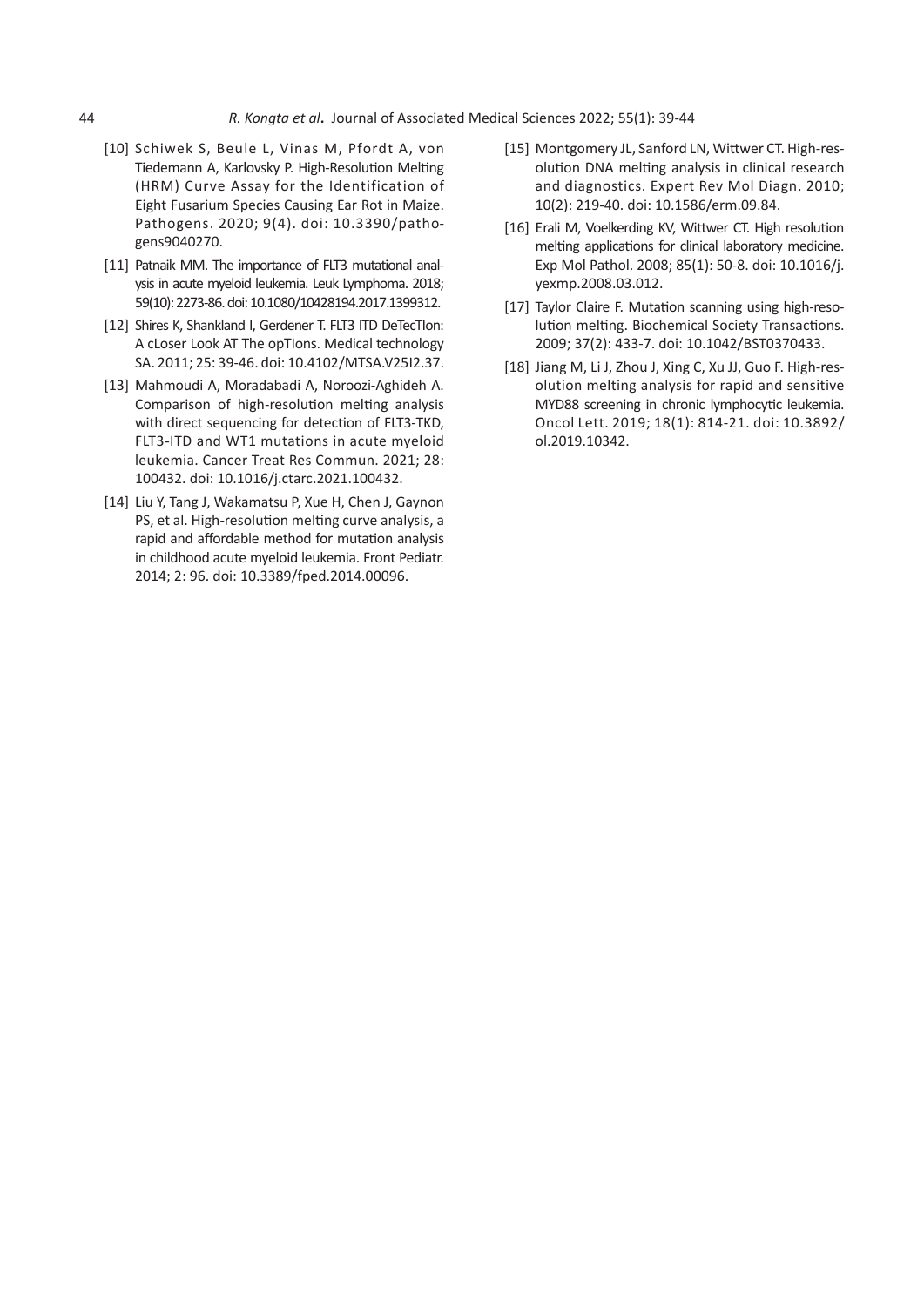[10] Schiwek S, Beule L, Vinas M, Pfordt A, von Tiedemann A, Karlovsky P. High-Resolution Melting (HRM) Curve Assay for the Identification of Eight Fusarium Species Causing Ear Rot in Maize. Pathogens. 2020; 9(4). doi: 10.3390/pathogens9040270.

[11] Patnaik MM. The importance of FLT3 mutational analysis in acute myeloid leukemia. Leuk Lymphoma. 2018; 59(10): 2273-86. doi: 10.1080/10428194.2017.1399312.

[12] Shires K, Shankland I, Gerdener T. FLT3 ITD DeTecTIon: A cLoser Look AT The opTIons. Medical technology SA. 2011; 25: 39-46. doi: 10.4102/MTSA.V25I2.37.

[13] Mahmoudi A, Moradabadi A, Noroozi-Aghideh A. Comparison of high-resolution melting analysis with direct sequencing for detection of FLT3-TKD, FLT3-ITD and WT1 mutations in acute myeloid leukemia. Cancer Treat Res Commun. 2021; 28: 100432. doi: 10.1016/j.ctarc.2021.100432.

[14] Liu Y, Tang J, Wakamatsu P, Xue H, Chen J, Gaynon PS, et al. High-resolution melting curve analysis, a rapid and affordable method for mutation analysis in childhood acute myeloid leukemia. Front Pediatr. 2014; 2: 96. doi: 10.3389/fped.2014.00096.

[15] Montgomery JL, Sanford LN, Wittwer CT. High-resolution DNA melting analysis in clinical research and diagnostics. Expert Rev Mol Diagn. 2010; 10(2): 219-40. doi: 10.1586/erm.09.84.

[16] Erali M, Voelkerding KV, Wittwer CT. High resolution melting applications for clinical laboratory medicine. Exp Mol Pathol. 2008; 85(1): 50-8. doi: 10.1016/j.yexmp.2008.03.012.

[17] Taylor Claire F. Mutation scanning using high-resolution melting. Biochemical Society Transactions. 2009; 37(2): 433-7. doi: 10.1042/BST0370433.

[18] Jiang M, Li J, Zhou J, Xing C, Xu JJ, Guo F. High-resolution melting analysis for rapid and sensitive MYD88 screening in chronic lymphocytic leukemia. Oncol Lett. 2019; 18(1): 814-21. doi: 10.3892/ol.2019.10342.